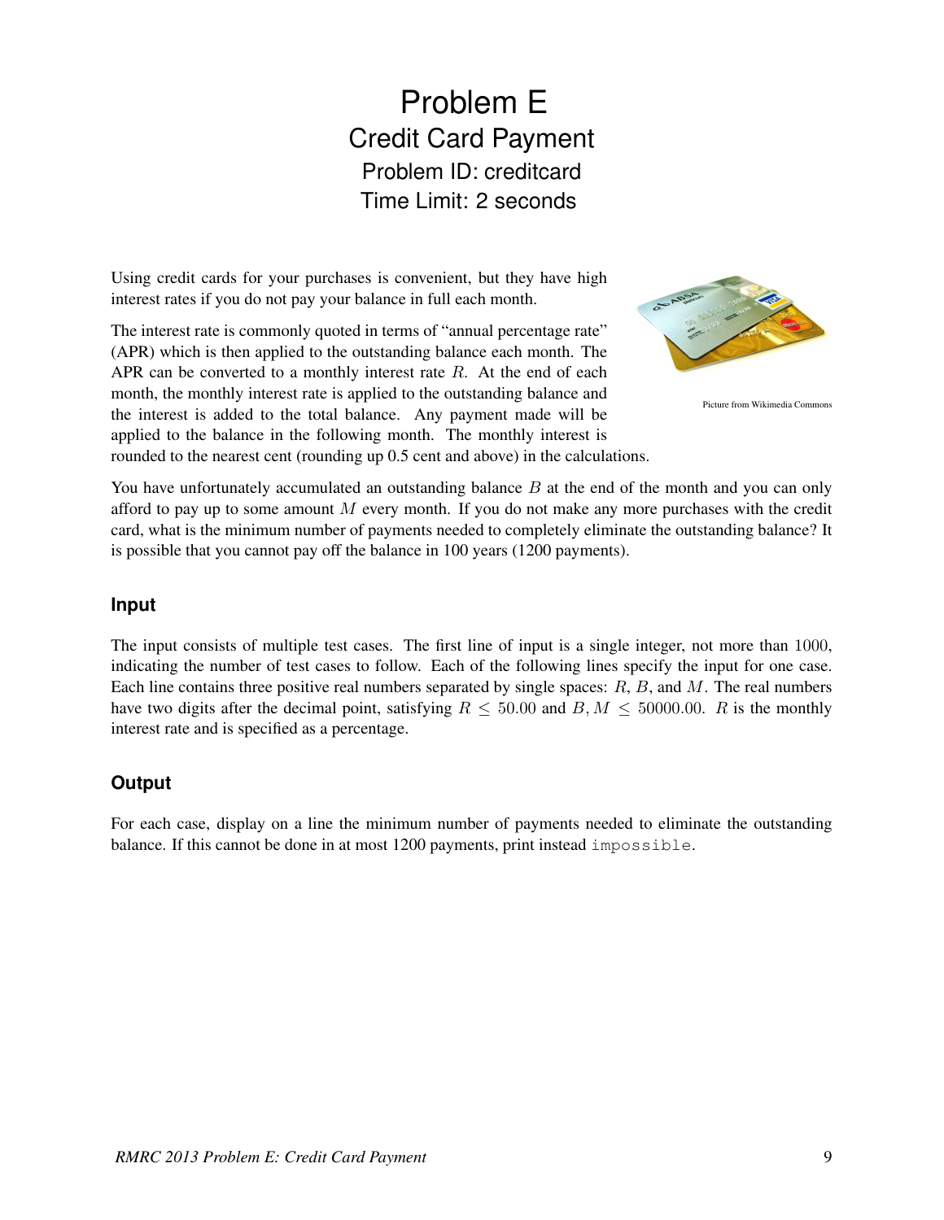# Problem E
## Credit Card Payment
### Problem ID: creditcard
### Time Limit: 2 seconds

Using credit cards for your purchases is convenient, but they have high interest rates if you do not pay your balance in full each month.

The interest rate is commonly quoted in terms of "annual percentage rate" (APR) which is then applied to the outstanding balance each month. The APR can be converted to a monthly interest rate $R$. At the end of each month, the monthly interest rate is applied to the outstanding balance and the interest is added to the total balance. Any payment made will be applied to the balance in the following month. The monthly interest is rounded to the nearest cent (rounding up 0.5 cent and above) in the calculations.

Picture from Wikimedia Commons

You have unfortunately accumulated an outstanding balance $B$ at the end of the month and you can only afford to pay up to some amount $M$ every month. If you do not make any more purchases with the credit card, what is the minimum number of payments needed to completely eliminate the outstanding balance? It is possible that you cannot pay off the balance in 100 years (1200 payments).

## Input

The input consists of multiple test cases. The first line of input is a single integer, not more than 1000, indicating the number of test cases to follow. Each of the following lines specify the input for one case. Each line contains three positive real numbers separated by single spaces: $R$, $B$, and $M$. The real numbers have two digits after the decimal point, satisfying $R \leq 50.00$ and $B, M \leq 50000.00$. $R$ is the monthly interest rate and is specified as a percentage.

## Output

For each case, display on a line the minimum number of payments needed to eliminate the outstanding balance. If this cannot be done in at most 1200 payments, print instead `impossible`.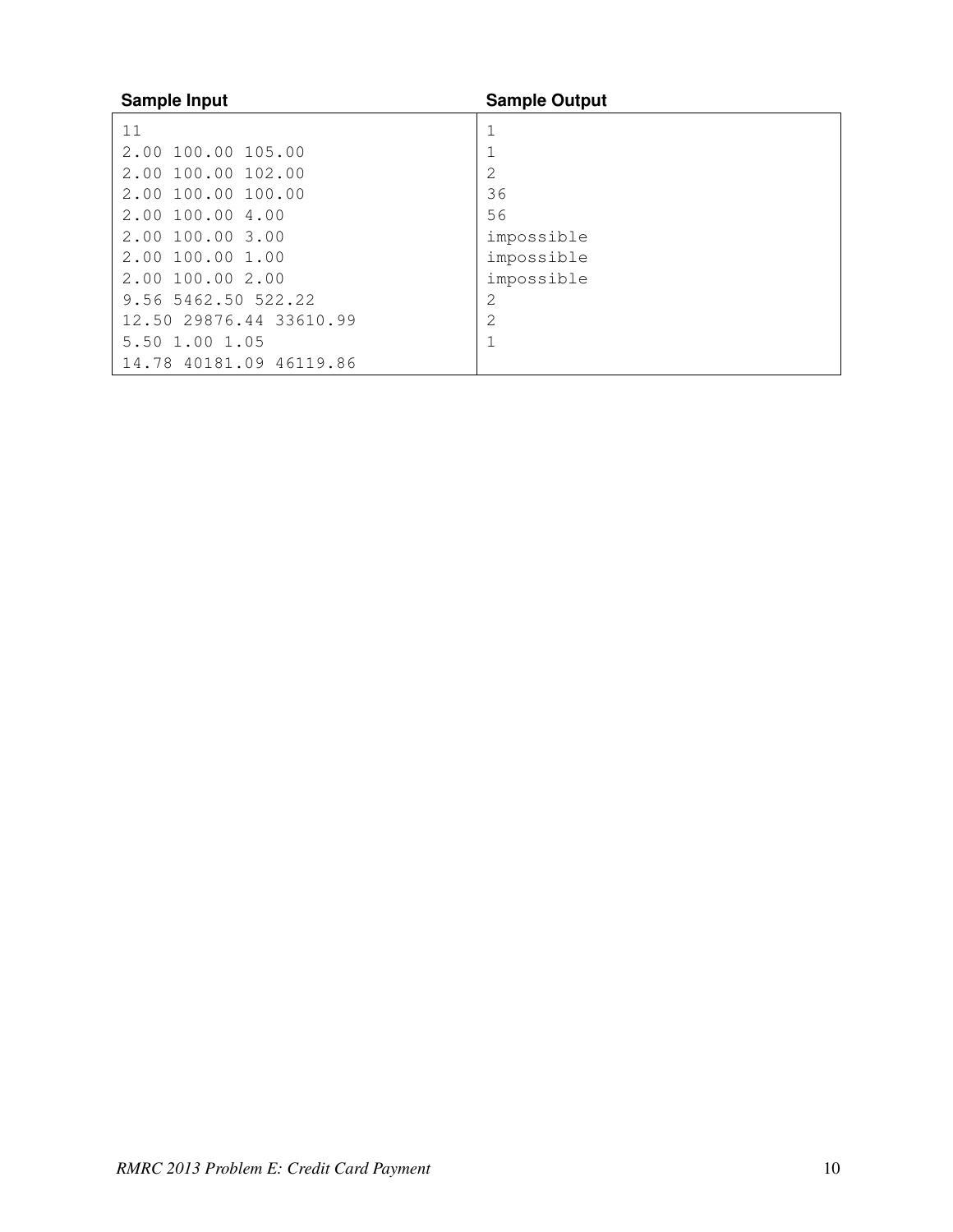| Sample Input | Sample Output |
| --- | --- |
| 11 | 1 |
| 2.00 100.00 105.00 | 1 |
| 2.00 100.00 102.00 | 2 |
| 2.00 100.00 100.00 | 36 |
| 2.00 100.00 4.00 | 56 |
| 2.00 100.00 3.00 | impossible |
| 2.00 100.00 1.00 | impossible |
| 2.00 100.00 2.00 | impossible |
| 9.56 5462.50 522.22 | 2 |
| 12.50 29876.44 33610.99 | 2 |
| 5.50 1.00 1.05 | 1 |
| 14.78 40181.09 46119.86 | |